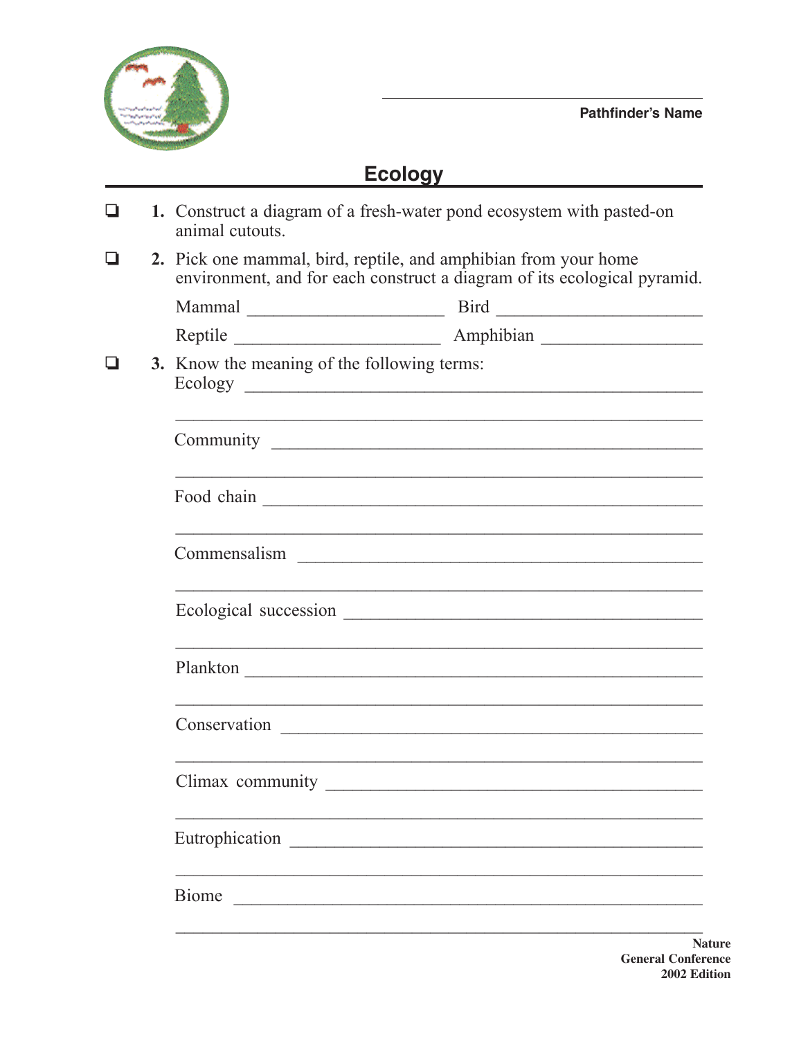Pathfinder's Name ______________________

# Ecology

❑ **1.** Construct a diagram of a fresh-water pond ecosystem with pasted-on animal cutouts.

❑ **2.** Pick one mammal, bird, reptile, and amphibian from your home environment, and for each construct a diagram of its ecological pyramid.

Mammal ______________________ Bird ______________________

Reptile ______________________ Amphibian ______________________

❑ **3.** Know the meaning of the following terms:

Ecology ______________________

______________________

Community ______________________

______________________

Food chain ______________________

______________________

Commensalism ______________________

______________________

Ecological succession ______________________

______________________

Plankton ______________________

______________________

Conservation ______________________

______________________

Climax community ______________________

______________________

Eutrophication ______________________

______________________

Biome ______________________

______________________

**Nature**
**General Conference**
**2002 Edition**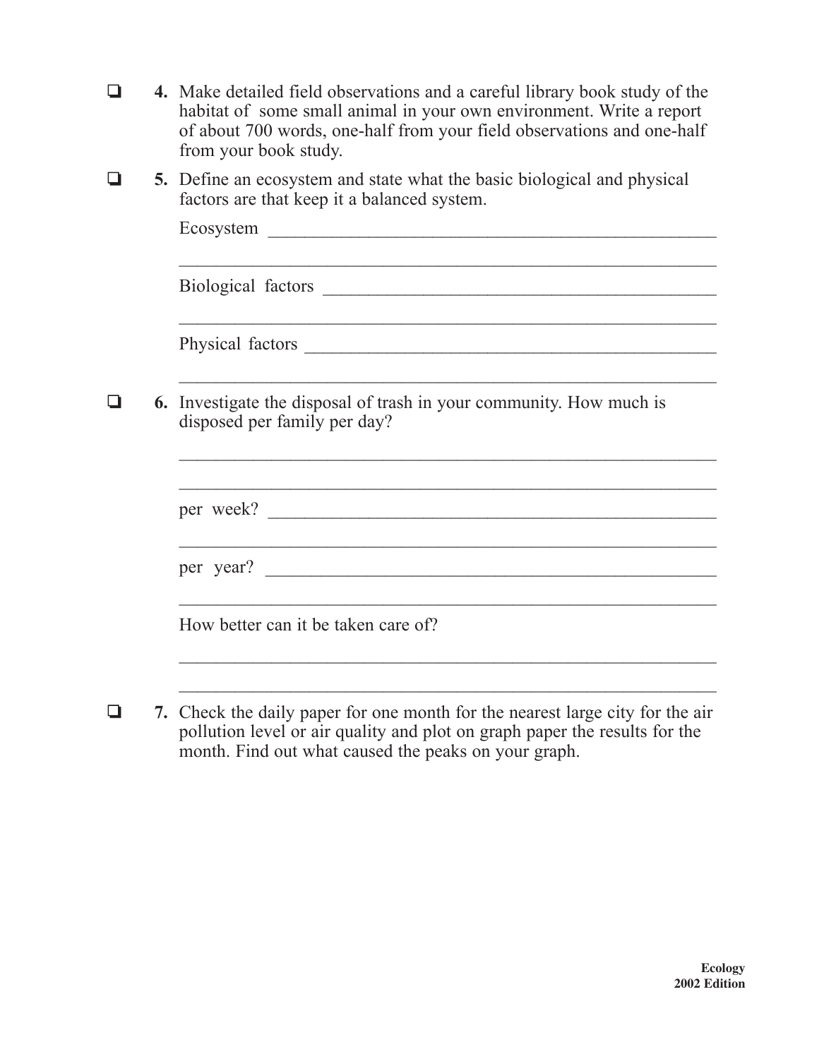- ❑ **4.** Make detailed field observations and a careful library book study of the habitat of some small animal in your own environment. Write a report of about 700 words, one-half from your field observations and one-half from your book study.

- ❑ **5.** Define an ecosystem and state what the basic biological and physical factors are that keep it a balanced system.

  Ecosystem ______________________________________________

  ________________________________________________________

  Biological factors _______________________________________

  ________________________________________________________

  Physical factors _________________________________________

  ________________________________________________________

- ❑ **6.** Investigate the disposal of trash in your community. How much is disposed per family per day?

  ________________________________________________________

  ________________________________________________________

  per week? ______________________________________________

  ________________________________________________________

  per year? _______________________________________________

  ________________________________________________________

  How better can it be taken care of?

  ________________________________________________________

  ________________________________________________________

- ❑ **7.** Check the daily paper for one month for the nearest large city for the air pollution level or air quality and plot on graph paper the results for the month. Find out what caused the peaks on your graph.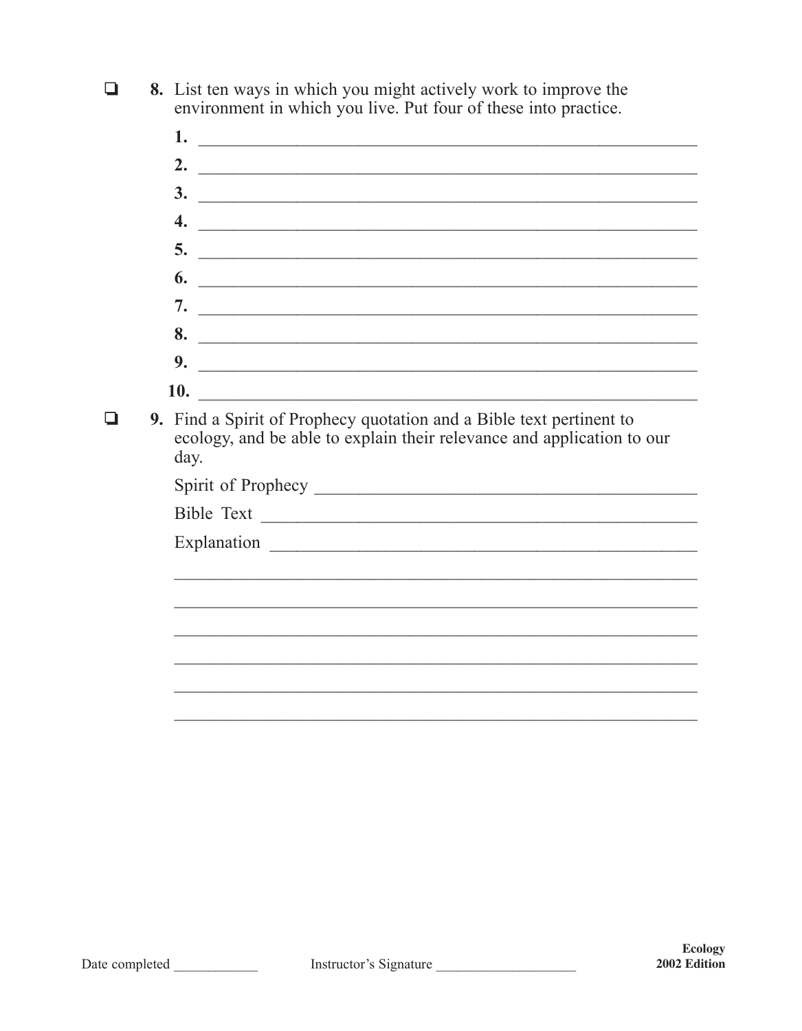- [ ] **8.** List ten ways in which you might actively work to improve the environment in which you live. Put four of these into practice.

    **1.** ____________________________________________________________

    **2.** ____________________________________________________________

    **3.** ____________________________________________________________

    **4.** ____________________________________________________________

    **5.** ____________________________________________________________

    **6.** ____________________________________________________________

    **7.** ____________________________________________________________

    **8.** ____________________________________________________________

    **9.** ____________________________________________________________

    **10.** ____________________________________________________________

- [ ] **9.** Find a Spirit of Prophecy quotation and a Bible text pertinent to ecology, and be able to explain their relevance and application to our day.

    Spirit of Prophecy ____________________________________________

    Bible Text ____________________________________________________

    Explanation ___________________________________________________

    ______________________________________________________________

    ______________________________________________________________

    ______________________________________________________________

    ______________________________________________________________

    ______________________________________________________________

    ______________________________________________________________

Date completed ____________ Instructor's Signature ____________________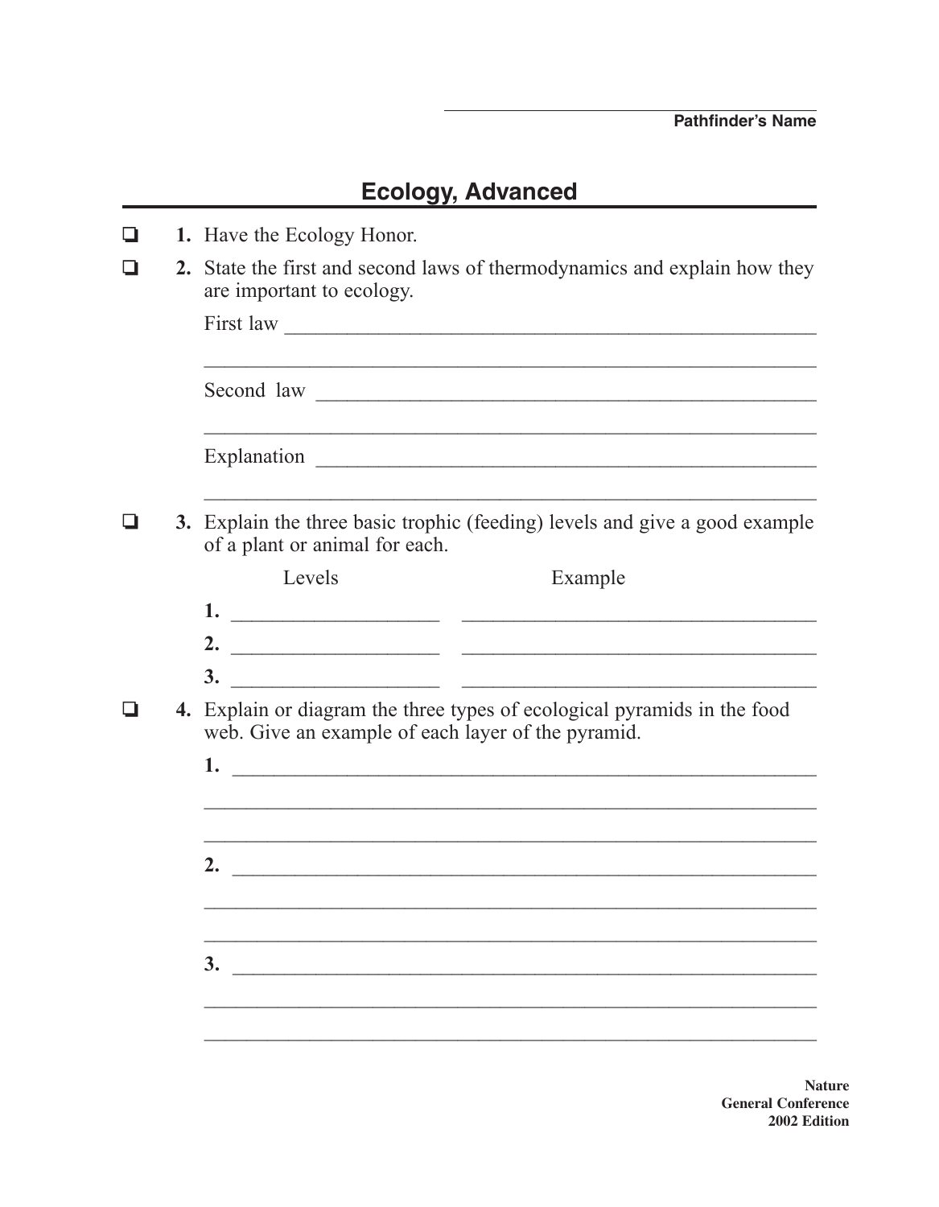_______________________________

**Pathfinder's Name**

# Ecology, Advanced

- ❏ **1.** Have the Ecology Honor.
- ❏ **2.** State the first and second laws of thermodynamics and explain how they are important to ecology.

  First law ________________________________________________

  __________________________________________________________

  Second law ______________________________________________

  __________________________________________________________

  Explanation ______________________________________________

  __________________________________________________________

- ❏ **3.** Explain the three basic trophic (feeding) levels and give a good example of a plant or animal for each.

| | Levels | Example |
|---|---|---|
| **1.** | ___________________ | ___________________________________ |
| **2.** | ___________________ | ___________________________________ |
| **3.** | ___________________ | ___________________________________ |

- ❏ **4.** Explain or diagram the three types of ecological pyramids in the food web. Give an example of each layer of the pyramid.

  **1.** ______________________________________________________

  __________________________________________________________

  __________________________________________________________

  **2.** ______________________________________________________

  __________________________________________________________

  __________________________________________________________

  **3.** ______________________________________________________

  __________________________________________________________

  __________________________________________________________

**Nature**
**General Conference**
**2002 Edition**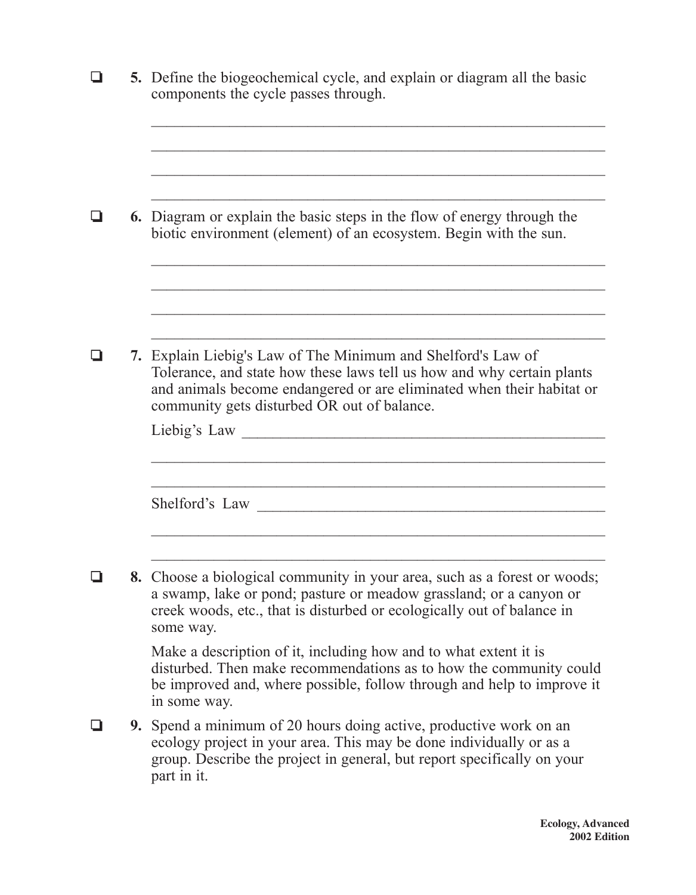- [ ] **5.** Define the biogeochemical cycle, and explain or diagram all the basic components the cycle passes through.

  \_\_\_\_\_\_\_\_\_\_\_\_\_\_\_\_\_\_\_\_\_\_\_\_\_\_\_\_\_\_\_\_\_\_\_\_\_\_\_\_\_\_\_\_\_\_\_\_\_\_\_\_\_\_\_\_

  \_\_\_\_\_\_\_\_\_\_\_\_\_\_\_\_\_\_\_\_\_\_\_\_\_\_\_\_\_\_\_\_\_\_\_\_\_\_\_\_\_\_\_\_\_\_\_\_\_\_\_\_\_\_\_\_

  \_\_\_\_\_\_\_\_\_\_\_\_\_\_\_\_\_\_\_\_\_\_\_\_\_\_\_\_\_\_\_\_\_\_\_\_\_\_\_\_\_\_\_\_\_\_\_\_\_\_\_\_\_\_\_\_

  \_\_\_\_\_\_\_\_\_\_\_\_\_\_\_\_\_\_\_\_\_\_\_\_\_\_\_\_\_\_\_\_\_\_\_\_\_\_\_\_\_\_\_\_\_\_\_\_\_\_\_\_\_\_\_\_

- [ ] **6.** Diagram or explain the basic steps in the flow of energy through the biotic environment (element) of an ecosystem. Begin with the sun.

  \_\_\_\_\_\_\_\_\_\_\_\_\_\_\_\_\_\_\_\_\_\_\_\_\_\_\_\_\_\_\_\_\_\_\_\_\_\_\_\_\_\_\_\_\_\_\_\_\_\_\_\_\_\_\_\_

  \_\_\_\_\_\_\_\_\_\_\_\_\_\_\_\_\_\_\_\_\_\_\_\_\_\_\_\_\_\_\_\_\_\_\_\_\_\_\_\_\_\_\_\_\_\_\_\_\_\_\_\_\_\_\_\_

  \_\_\_\_\_\_\_\_\_\_\_\_\_\_\_\_\_\_\_\_\_\_\_\_\_\_\_\_\_\_\_\_\_\_\_\_\_\_\_\_\_\_\_\_\_\_\_\_\_\_\_\_\_\_\_\_

  \_\_\_\_\_\_\_\_\_\_\_\_\_\_\_\_\_\_\_\_\_\_\_\_\_\_\_\_\_\_\_\_\_\_\_\_\_\_\_\_\_\_\_\_\_\_\_\_\_\_\_\_\_\_\_\_

- [ ] **7.** Explain Liebig's Law of The Minimum and Shelford's Law of Tolerance, and state how these laws tell us how and why certain plants and animals become endangered or are eliminated when their habitat or community gets disturbed OR out of balance.

  Liebig's Law \_\_\_\_\_\_\_\_\_\_\_\_\_\_\_\_\_\_\_\_\_\_\_\_\_\_\_\_\_\_\_\_\_\_\_\_\_\_\_\_\_\_\_\_\_\_

  \_\_\_\_\_\_\_\_\_\_\_\_\_\_\_\_\_\_\_\_\_\_\_\_\_\_\_\_\_\_\_\_\_\_\_\_\_\_\_\_\_\_\_\_\_\_\_\_\_\_\_\_\_\_\_\_

  \_\_\_\_\_\_\_\_\_\_\_\_\_\_\_\_\_\_\_\_\_\_\_\_\_\_\_\_\_\_\_\_\_\_\_\_\_\_\_\_\_\_\_\_\_\_\_\_\_\_\_\_\_\_\_\_

  Shelford's Law \_\_\_\_\_\_\_\_\_\_\_\_\_\_\_\_\_\_\_\_\_\_\_\_\_\_\_\_\_\_\_\_\_\_\_\_\_\_\_\_\_\_\_\_

  \_\_\_\_\_\_\_\_\_\_\_\_\_\_\_\_\_\_\_\_\_\_\_\_\_\_\_\_\_\_\_\_\_\_\_\_\_\_\_\_\_\_\_\_\_\_\_\_\_\_\_\_\_\_\_\_

  \_\_\_\_\_\_\_\_\_\_\_\_\_\_\_\_\_\_\_\_\_\_\_\_\_\_\_\_\_\_\_\_\_\_\_\_\_\_\_\_\_\_\_\_\_\_\_\_\_\_\_\_\_\_\_\_

- [ ] **8.** Choose a biological community in your area, such as a forest or woods; a swamp, lake or pond; pasture or meadow grassland; or a canyon or creek woods, etc., that is disturbed or ecologically out of balance in some way.

  Make a description of it, including how and to what extent it is disturbed. Then make recommendations as to how the community could be improved and, where possible, follow through and help to improve it in some way.

- [ ] **9.** Spend a minimum of 20 hours doing active, productive work on an ecology project in your area. This may be done individually or as a group. Describe the project in general, but report specifically on your part in it.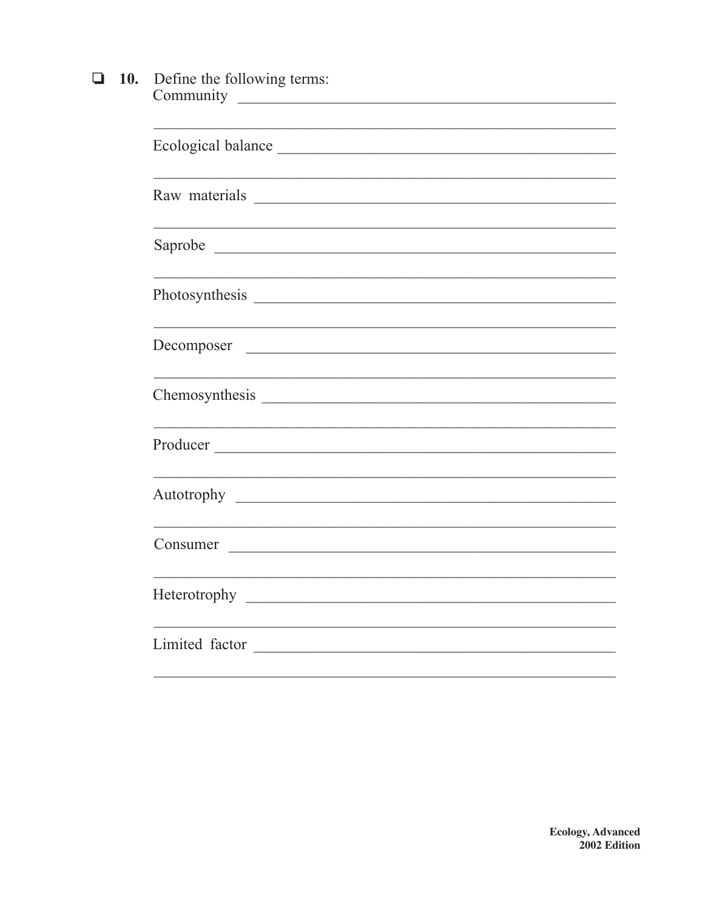❑ **10.** Define the following terms:

Community ______________________________________________

______________________________________________

Ecological balance ______________________________________________

______________________________________________

Raw materials ______________________________________________

______________________________________________

Saprobe ______________________________________________

______________________________________________

Photosynthesis ______________________________________________

______________________________________________

Decomposer ______________________________________________

______________________________________________

Chemosynthesis ______________________________________________

______________________________________________

Producer ______________________________________________

______________________________________________

Autotrophy ______________________________________________

______________________________________________

Consumer ______________________________________________

______________________________________________

Heterotrophy ______________________________________________

______________________________________________

Limited factor ______________________________________________

______________________________________________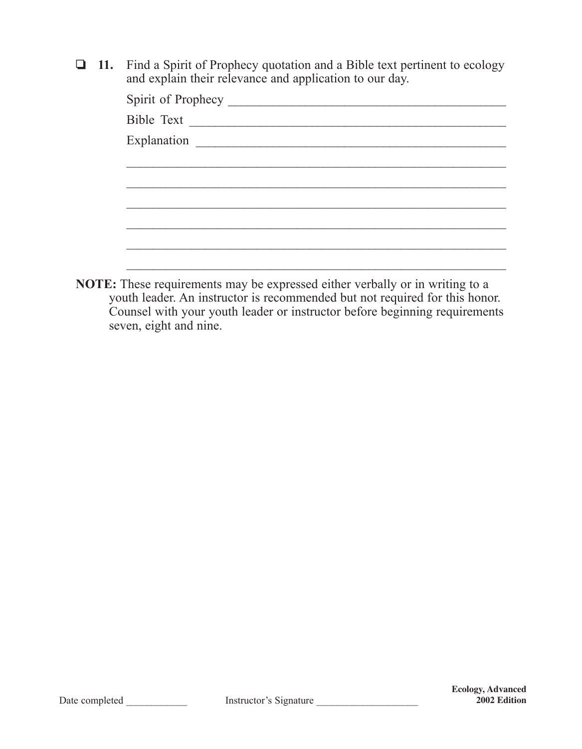- [ ] **11.** Find a Spirit of Prophecy quotation and a Bible text pertinent to ecology and explain their relevance and application to our day.

  Spirit of Prophecy ____________________________________________

  Bible Text ____________________________________________________

  Explanation __________________________________________________

  _____________________________________________________________

  _____________________________________________________________

  _____________________________________________________________

  _____________________________________________________________

  _____________________________________________________________

  _____________________________________________________________

**NOTE:** These requirements may be expressed either verbally or in writing to a youth leader. An instructor is recommended but not required for this honor. Counsel with your youth leader or instructor before beginning requirements seven, eight and nine.

Date completed ____________ Instructor's Signature ____________________